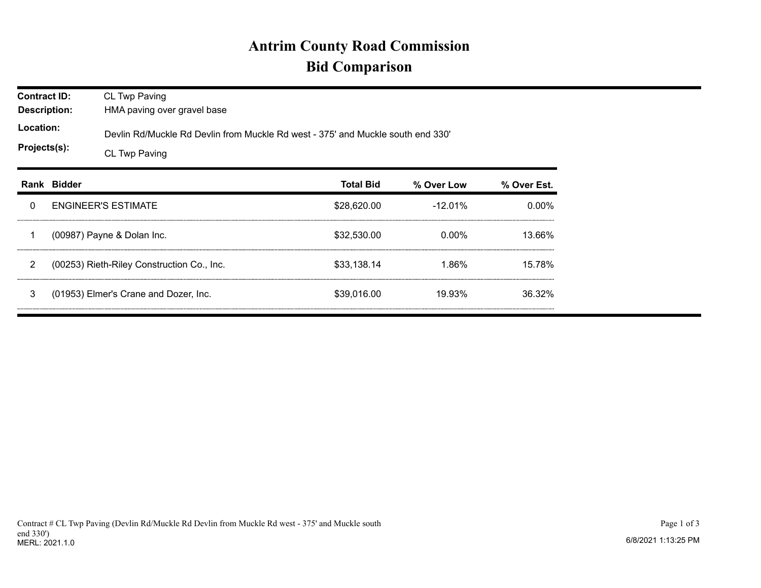# Antrim County Road Commission

## Bid Comparison

**Contract ID:** CL Twp Paving

**Description:** HMA paving over gravel base

**Location:** Devlin Rd/Muckle Rd Devlin from Muckle Rd west - 375' and Muckle south end 330'

**Projects(s):** CL Twp Paving

| Rank | Bidder | Total Bid | % Over Low | % Over Est. |
|---|---|---|---|---|
| 0 | ENGINEER'S ESTIMATE | $28,620.00 | -12.01% | 0.00% |
| 1 | (00987) Payne & Dolan Inc. | $32,530.00 | 0.00% | 13.66% |
| 2 | (00253) Rieth-Riley Construction Co., Inc. | $33,138.14 | 1.86% | 15.78% |
| 3 | (01953) Elmer's Crane and Dozer, Inc. | $39,016.00 | 19.93% | 36.32% |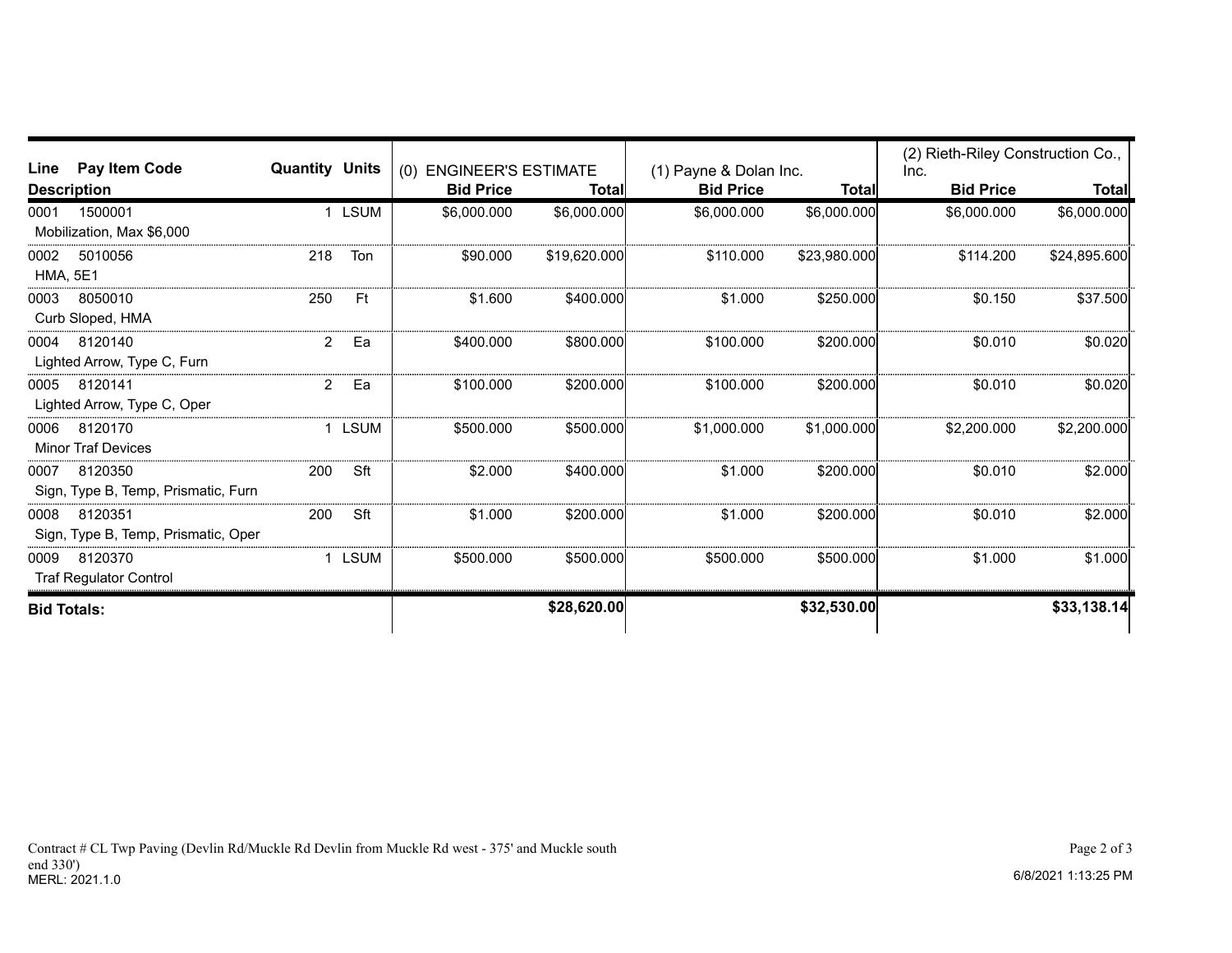| Line | Pay Item Code | Quantity | Units | (0) ENGINEER'S ESTIMATE | | (1) Payne & Dolan Inc. | | (2) Rieth-Riley Construction Co., Inc. | |
|---|---|---|---|---|---|---|---|---|---|
| Description | | | | Bid Price | Total | Bid Price | Total | Bid Price | Total |
| 0001 | 1500001<br>Mobilization, Max $6,000 | 1 | LSUM | $6,000.000 | $6,000.000 | $6,000.000 | $6,000.000 | $6,000.000 | $6,000.000 |
| 0002 | 5010056<br>HMA, 5E1 | 218 | Ton | $90.000 | $19,620.000 | $110.000 | $23,980.000 | $114.200 | $24,895.600 |
| 0003 | 8050010<br>Curb Sloped, HMA | 250 | Ft | $1.600 | $400.000 | $1.000 | $250.000 | $0.150 | $37.500 |
| 0004 | 8120140<br>Lighted Arrow, Type C, Furn | 2 | Ea | $400.000 | $800.000 | $100.000 | $200.000 | $0.010 | $0.020 |
| 0005 | 8120141<br>Lighted Arrow, Type C, Oper | 2 | Ea | $100.000 | $200.000 | $100.000 | $200.000 | $0.010 | $0.020 |
| 0006 | 8120170<br>Minor Traf Devices | 1 | LSUM | $500.000 | $500.000 | $1,000.000 | $1,000.000 | $2,200.000 | $2,200.000 |
| 0007 | 8120350<br>Sign, Type B, Temp, Prismatic, Furn | 200 | Sft | $2.000 | $400.000 | $1.000 | $200.000 | $0.010 | $2.000 |
| 0008 | 8120351<br>Sign, Type B, Temp, Prismatic, Oper | 200 | Sft | $1.000 | $200.000 | $1.000 | $200.000 | $0.010 | $2.000 |
| 0009 | 8120370<br>Traf Regulator Control | 1 | LSUM | $500.000 | $500.000 | $500.000 | $500.000 | $1.000 | $1.000 |
| **Bid Totals:** | | | | | **$28,620.00** | | **$32,530.00** | | **$33,138.14** |

Contract # CL Twp Paving (Devlin Rd/Muckle Rd Devlin from Muckle Rd west - 375' and Muckle south end 330')
MERL: 2021.1.0

6/8/2021 1:13:25 PM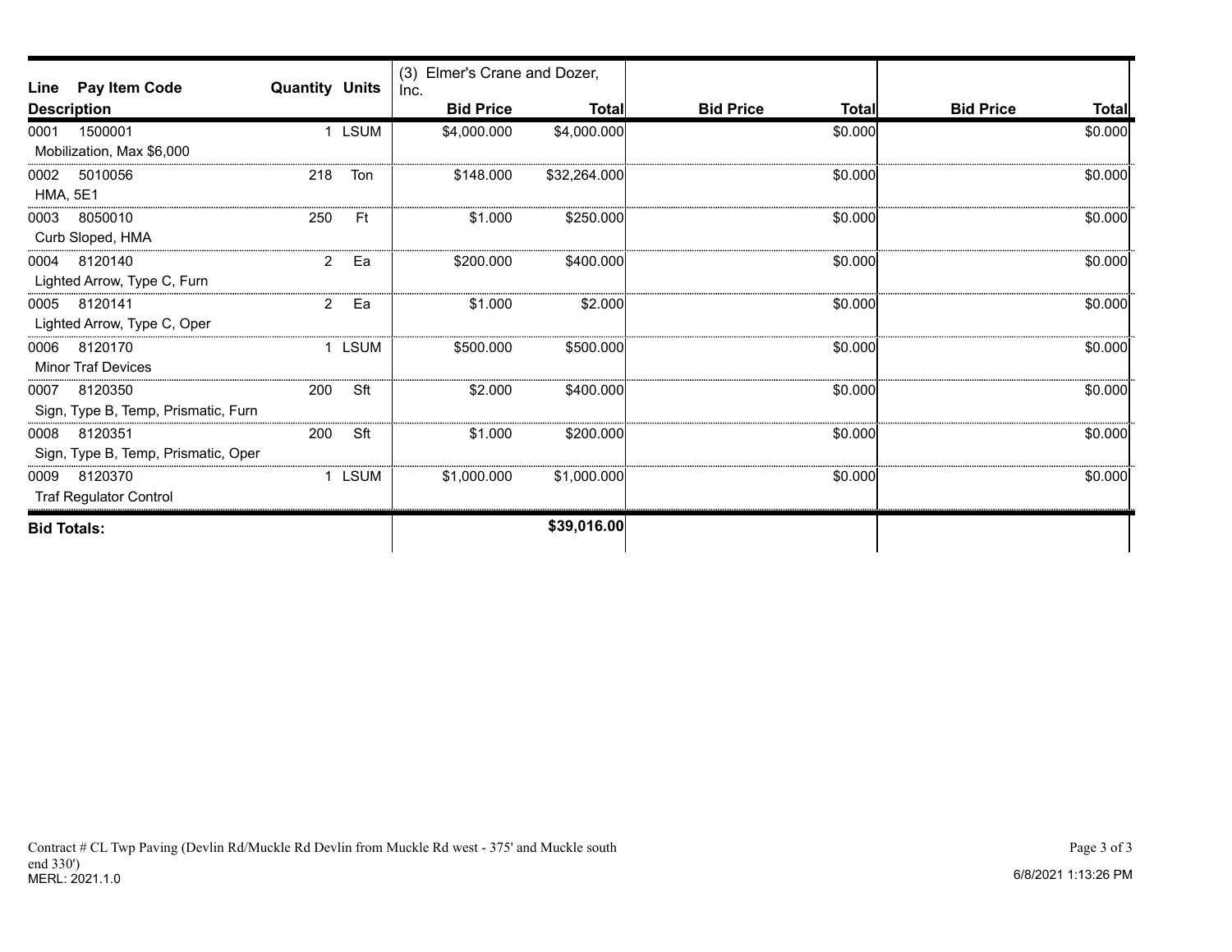| Line Pay Item Code | Quantity | Units | (3) Elmer's Crane and Dozer, Inc. | | | | | |
|---|---|---|---|---|---|---|---|---|
| Description | | | Bid Price | Total | Bid Price | Total | Bid Price | Total |
| 0001 1500001<br>Mobilization, Max $6,000 | 1 | LSUM | $4,000.000 | $4,000.000 | | $0.000 | | $0.000 |
| 0002 5010056<br>HMA, 5E1 | 218 | Ton | $148.000 | $32,264.000 | | $0.000 | | $0.000 |
| 0003 8050010<br>Curb Sloped, HMA | 250 | Ft | $1.000 | $250.000 | | $0.000 | | $0.000 |
| 0004 8120140<br>Lighted Arrow, Type C, Furn | 2 | Ea | $200.000 | $400.000 | | $0.000 | | $0.000 |
| 0005 8120141<br>Lighted Arrow, Type C, Oper | 2 | Ea | $1.000 | $2.000 | | $0.000 | | $0.000 |
| 0006 8120170<br>Minor Traf Devices | 1 | LSUM | $500.000 | $500.000 | | $0.000 | | $0.000 |
| 0007 8120350<br>Sign, Type B, Temp, Prismatic, Furn | 200 | Sft | $2.000 | $400.000 | | $0.000 | | $0.000 |
| 0008 8120351<br>Sign, Type B, Temp, Prismatic, Oper | 200 | Sft | $1.000 | $200.000 | | $0.000 | | $0.000 |
| 0009 8120370<br>Traf Regulator Control | 1 | LSUM | $1,000.000 | $1,000.000 | | $0.000 | | $0.000 |
| **Bid Totals:** | | | | **$39,016.00** | | | | |

Contract # CL Twp Paving (Devlin Rd/Muckle Rd Devlin from Muckle Rd west - 375' and Muckle south end 330')
MERL: 2021.1.0

6/8/2021 1:13:26 PM